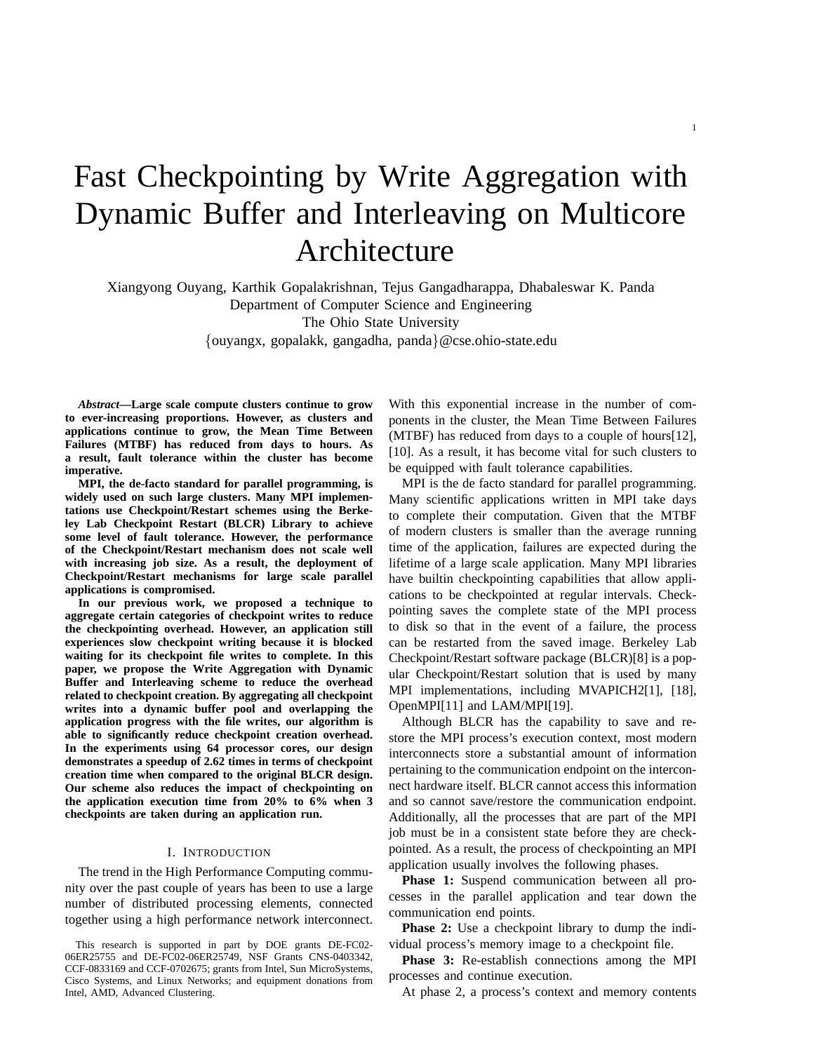# Fast Checkpointing by Write Aggregation with Dynamic Buffer and Interleaving on Multicore Architecture

Xiangyong Ouyang, Karthik Gopalakrishnan, Tejus Gangadharappa, Dhabaleswar K. Panda
Department of Computer Science and Engineering
The Ohio State University
{ouyangx, gopalakk, gangadha, panda}@cse.ohio-state.edu

***Abstract*—Large scale compute clusters continue to grow to ever-increasing proportions. However, as clusters and applications continue to grow, the Mean Time Between Failures (MTBF) has reduced from days to hours. As a result, fault tolerance within the cluster has become imperative.**

**MPI, the de-facto standard for parallel programming, is widely used on such large clusters. Many MPI implementations use Checkpoint/Restart schemes using the Berkeley Lab Checkpoint Restart (BLCR) Library to achieve some level of fault tolerance. However, the performance of the Checkpoint/Restart mechanism does not scale well with increasing job size. As a result, the deployment of Checkpoint/Restart mechanisms for large scale parallel applications is compromised.**

**In our previous work, we proposed a technique to aggregate certain categories of checkpoint writes to reduce the checkpointing overhead. However, an application still experiences slow checkpoint writing because it is blocked waiting for its checkpoint file writes to complete. In this paper, we propose the Write Aggregation with Dynamic Buffer and Interleaving scheme to reduce the overhead related to checkpoint creation. By aggregating all checkpoint writes into a dynamic buffer pool and overlapping the application progress with the file writes, our algorithm is able to significantly reduce checkpoint creation overhead. In the experiments using 64 processor cores, our design demonstrates a speedup of 2.62 times in terms of checkpoint creation time when compared to the original BLCR design. Our scheme also reduces the impact of checkpointing on the application execution time from 20% to 6% when 3 checkpoints are taken during an application run.**

## I. Introduction

The trend in the High Performance Computing community over the past couple of years has been to use a large number of distributed processing elements, connected together using a high performance network interconnect. With this exponential increase in the number of components in the cluster, the Mean Time Between Failures (MTBF) has reduced from days to a couple of hours[12], [10]. As a result, it has become vital for such clusters to be equipped with fault tolerance capabilities.

MPI is the de facto standard for parallel programming. Many scientific applications written in MPI take days to complete their computation. Given that the MTBF of modern clusters is smaller than the average running time of the application, failures are expected during the lifetime of a large scale application. Many MPI libraries have builtin checkpointing capabilities that allow applications to be checkpointed at regular intervals. Checkpointing saves the complete state of the MPI process to disk so that in the event of a failure, the process can be restarted from the saved image. Berkeley Lab Checkpoint/Restart software package (BLCR)[8] is a popular Checkpoint/Restart solution that is used by many MPI implementations, including MVAPICH2[1], [18], OpenMPI[11] and LAM/MPI[19].

Although BLCR has the capability to save and restore the MPI process's execution context, most modern interconnects store a substantial amount of information pertaining to the communication endpoint on the interconnect hardware itself. BLCR cannot access this information and so cannot save/restore the communication endpoint. Additionally, all the processes that are part of the MPI job must be in a consistent state before they are checkpointed. As a result, the process of checkpointing an MPI application usually involves the following phases.

**Phase 1:** Suspend communication between all processes in the parallel application and tear down the communication end points.

**Phase 2:** Use a checkpoint library to dump the individual process's memory image to a checkpoint file.

**Phase 3:** Re-establish connections among the MPI processes and continue execution.

At phase 2, a process's context and memory contents

This research is supported in part by DOE grants DE-FC02-06ER25755 and DE-FC02-06ER25749, NSF Grants CNS-0403342, CCF-0833169 and CCF-0702675; grants from Intel, Sun MicroSystems, Cisco Systems, and Linux Networks; and equipment donations from Intel, AMD, Advanced Clustering.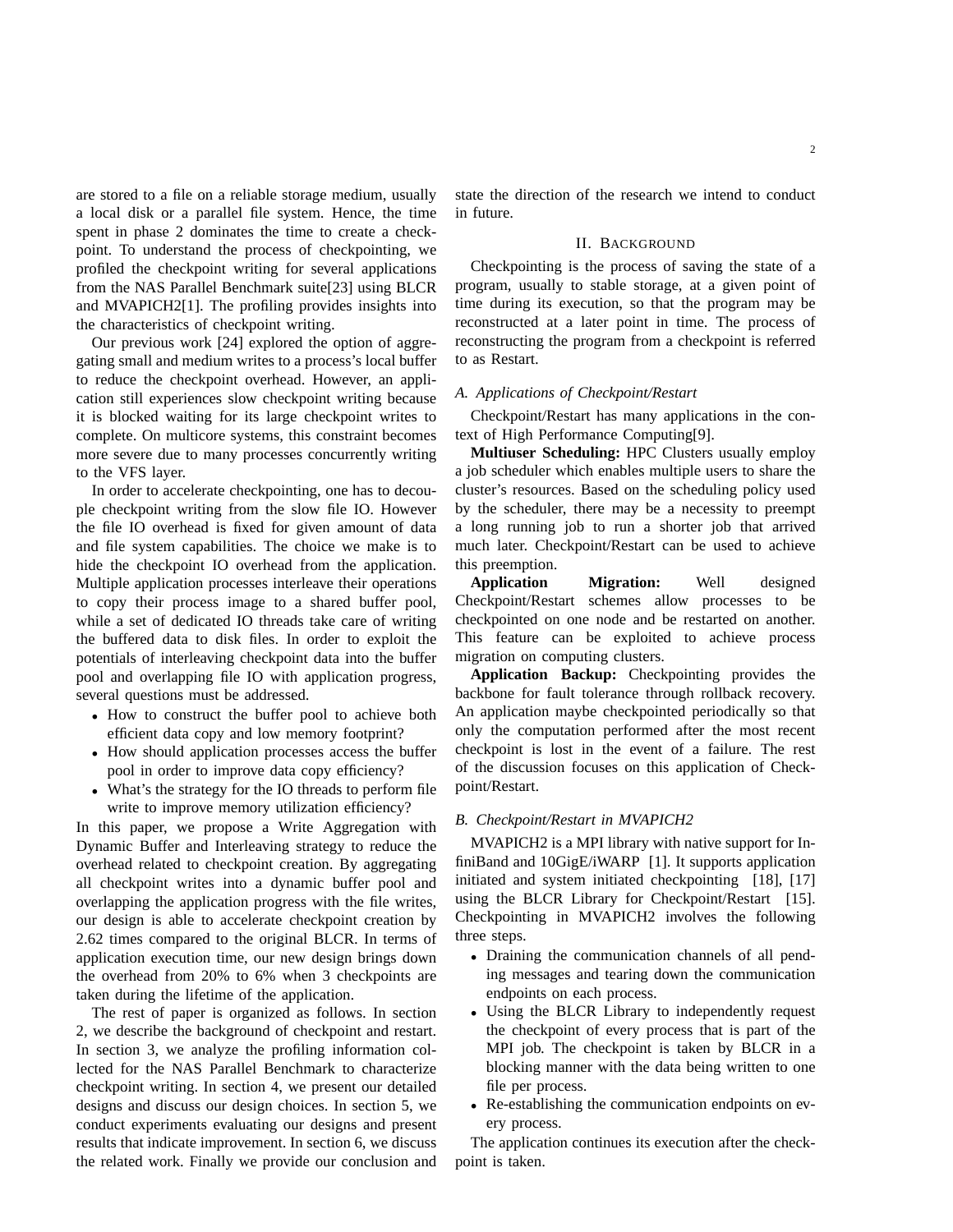are stored to a file on a reliable storage medium, usually a local disk or a parallel file system. Hence, the time spent in phase 2 dominates the time to create a checkpoint. To understand the process of checkpointing, we profiled the checkpoint writing for several applications from the NAS Parallel Benchmark suite[23] using BLCR and MVAPICH2[1]. The profiling provides insights into the characteristics of checkpoint writing.

Our previous work [24] explored the option of aggregating small and medium writes to a process's local buffer to reduce the checkpoint overhead. However, an application still experiences slow checkpoint writing because it is blocked waiting for its large checkpoint writes to complete. On multicore systems, this constraint becomes more severe due to many processes concurrently writing to the VFS layer.

In order to accelerate checkpointing, one has to decouple checkpoint writing from the slow file IO. However the file IO overhead is fixed for given amount of data and file system capabilities. The choice we make is to hide the checkpoint IO overhead from the application. Multiple application processes interleave their operations to copy their process image to a shared buffer pool, while a set of dedicated IO threads take care of writing the buffered data to disk files. In order to exploit the potentials of interleaving checkpoint data into the buffer pool and overlapping file IO with application progress, several questions must be addressed.

- How to construct the buffer pool to achieve both efficient data copy and low memory footprint?
- How should application processes access the buffer pool in order to improve data copy efficiency?
- What's the strategy for the IO threads to perform file write to improve memory utilization efficiency?

In this paper, we propose a Write Aggregation with Dynamic Buffer and Interleaving strategy to reduce the overhead related to checkpoint creation. By aggregating all checkpoint writes into a dynamic buffer pool and overlapping the application progress with the file writes, our design is able to accelerate checkpoint creation by 2.62 times compared to the original BLCR. In terms of application execution time, our new design brings down the overhead from 20% to 6% when 3 checkpoints are taken during the lifetime of the application.

The rest of paper is organized as follows. In section 2, we describe the background of checkpoint and restart. In section 3, we analyze the profiling information collected for the NAS Parallel Benchmark to characterize checkpoint writing. In section 4, we present our detailed designs and discuss our design choices. In section 5, we conduct experiments evaluating our designs and present results that indicate improvement. In section 6, we discuss the related work. Finally we provide our conclusion and state the direction of the research we intend to conduct in future.

## II. Background

Checkpointing is the process of saving the state of a program, usually to stable storage, at a given point of time during its execution, so that the program may be reconstructed at a later point in time. The process of reconstructing the program from a checkpoint is referred to as Restart.

### A. Applications of Checkpoint/Restart

Checkpoint/Restart has many applications in the context of High Performance Computing[9].

**Multiuser Scheduling:** HPC Clusters usually employ a job scheduler which enables multiple users to share the cluster's resources. Based on the scheduling policy used by the scheduler, there may be a necessity to preempt a long running job to run a shorter job that arrived much later. Checkpoint/Restart can be used to achieve this preemption.

**Application Migration:** Well designed Checkpoint/Restart schemes allow processes to be checkpointed on one node and be restarted on another. This feature can be exploited to achieve process migration on computing clusters.

**Application Backup:** Checkpointing provides the backbone for fault tolerance through rollback recovery. An application maybe checkpointed periodically so that only the computation performed after the most recent checkpoint is lost in the event of a failure. The rest of the discussion focuses on this application of Checkpoint/Restart.

### B. Checkpoint/Restart in MVAPICH2

MVAPICH2 is a MPI library with native support for InfiniBand and 10GigE/iWARP [1]. It supports application initiated and system initiated checkpointing [18], [17] using the BLCR Library for Checkpoint/Restart [15]. Checkpointing in MVAPICH2 involves the following three steps.

- Draining the communication channels of all pending messages and tearing down the communication endpoints on each process.
- Using the BLCR Library to independently request the checkpoint of every process that is part of the MPI job. The checkpoint is taken by BLCR in a blocking manner with the data being written to one file per process.
- Re-establishing the communication endpoints on every process.

The application continues its execution after the checkpoint is taken.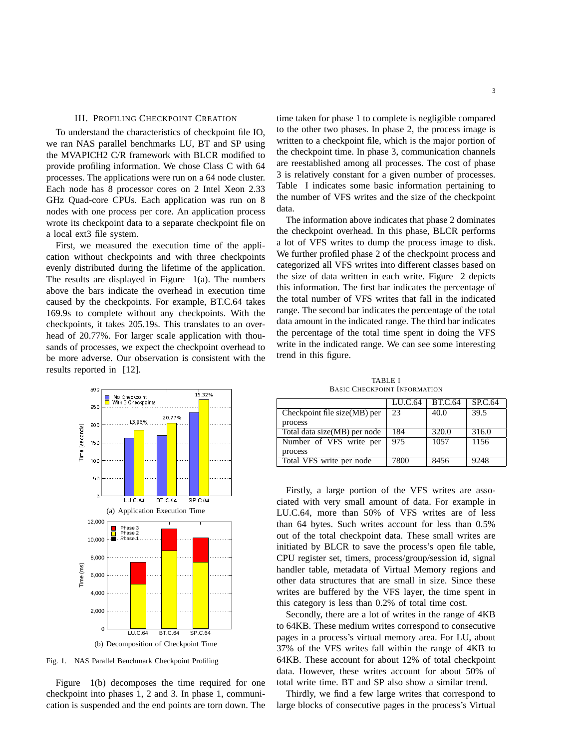## III. Profiling Checkpoint Creation

To understand the characteristics of checkpoint file IO, we ran NAS parallel benchmarks LU, BT and SP using the MVAPICH2 C/R framework with BLCR modified to provide profiling information. We chose Class C with 64 processes. The applications were run on a 64 node cluster. Each node has 8 processor cores on 2 Intel Xeon 2.33 GHz Quad-core CPUs. Each application was run on 8 nodes with one process per core. An application process wrote its checkpoint data to a separate checkpoint file on a local ext3 file system.

First, we measured the execution time of the application without checkpoints and with three checkpoints evenly distributed during the lifetime of the application. The results are displayed in Figure 1(a). The numbers above the bars indicate the overhead in execution time caused by the checkpoints. For example, BT.C.64 takes 169.9s to complete without any checkpoints. With the checkpoints, it takes 205.19s. This translates to an overhead of 20.77%. For larger scale application with thousands of processes, we expect the checkpoint overhead to be more adverse. Our observation is consistent with the results reported in [12].

(a) Application Execution Time

(b) Decomposition of Checkpoint Time

Fig. 1. NAS Parallel Benchmark Checkpoint Profiling

Figure 1(b) decomposes the time required for one checkpoint into phases 1, 2 and 3. In phase 1, communication is suspended and the end points are torn down. The time taken for phase 1 to complete is negligible compared to the other two phases. In phase 2, the process image is written to a checkpoint file, which is the major portion of the checkpoint time. In phase 3, communication channels are reestablished among all processes. The cost of phase 3 is relatively constant for a given number of processes. Table I indicates some basic information pertaining to the number of VFS writes and the size of the checkpoint data.

The information above indicates that phase 2 dominates the checkpoint overhead. In this phase, BLCR performs a lot of VFS writes to dump the process image to disk. We further profiled phase 2 of the checkpoint process and categorized all VFS writes into different classes based on the size of data written in each write. Figure 2 depicts this information. The first bar indicates the percentage of the total number of VFS writes that fall in the indicated range. The second bar indicates the percentage of the total data amount in the indicated range. The third bar indicates the percentage of the total time spent in doing the VFS write in the indicated range. We can see some interesting trend in this figure.

TABLE I
Basic Checkpoint Information

| | LU.C.64 | BT.C.64 | SP.C.64 |
|---|---|---|---|
| Checkpoint file size(MB) per process | 23 | 40.0 | 39.5 |
| Total data size(MB) per node | 184 | 320.0 | 316.0 |
| Number of VFS write per process | 975 | 1057 | 1156 |
| Total VFS write per node | 7800 | 8456 | 9248 |

Firstly, a large portion of the VFS writes are associated with very small amount of data. For example in LU.C.64, more than 50% of VFS writes are of less than 64 bytes. Such writes account for less than 0.5% out of the total checkpoint data. These small writes are initiated by BLCR to save the process's open file table, CPU register set, timers, process/group/session id, signal handler table, metadata of Virtual Memory regions and other data structures that are small in size. Since these writes are buffered by the VFS layer, the time spent in this category is less than 0.2% of total time cost.

Secondly, there are a lot of writes in the range of 4KB to 64KB. These medium writes correspond to consecutive pages in a process's virtual memory area. For LU, about 37% of the VFS writes fall within the range of 4KB to 64KB. These account for about 12% of total checkpoint data. However, these writes account for about 50% of total write time. BT and SP also show a similar trend.

Thirdly, we find a few large writes that correspond to large blocks of consecutive pages in the process's Virtual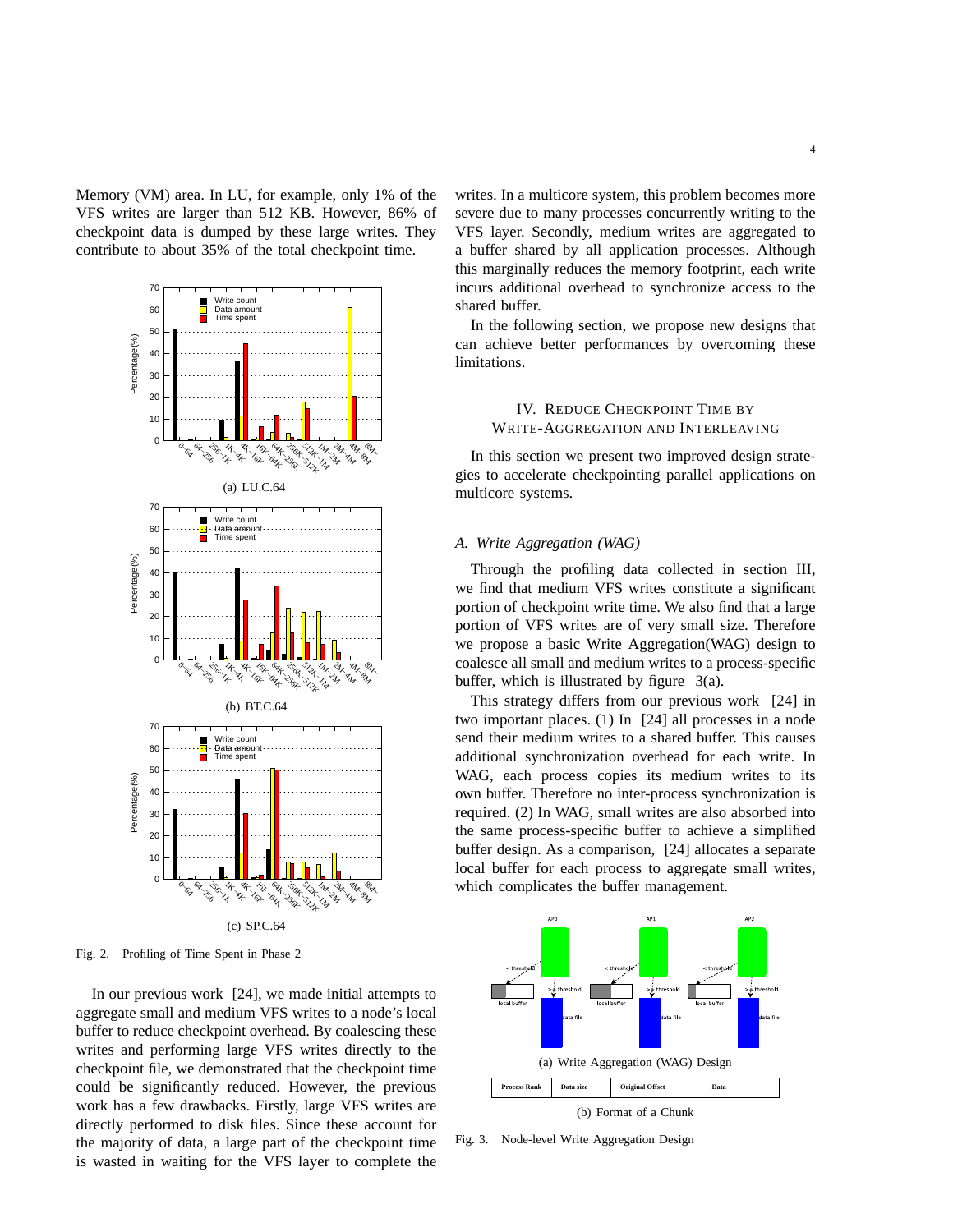Memory (VM) area. In LU, for example, only 1% of the VFS writes are larger than 512 KB. However, 86% of checkpoint data is dumped by these large writes. They contribute to about 35% of the total checkpoint time.

(a) LU.C.64

(b) BT.C.64

(c) SP.C.64

Fig. 2. Profiling of Time Spent in Phase 2

In our previous work [24], we made initial attempts to aggregate small and medium VFS writes to a node's local buffer to reduce checkpoint overhead. By coalescing these writes and performing large VFS writes directly to the checkpoint file, we demonstrated that the checkpoint time could be significantly reduced. However, the previous work has a few drawbacks. Firstly, large VFS writes are directly performed to disk files. Since these account for the majority of data, a large part of the checkpoint time is wasted in waiting for the VFS layer to complete the writes. In a multicore system, this problem becomes more severe due to many processes concurrently writing to the VFS layer. Secondly, medium writes are aggregated to a buffer shared by all application processes. Although this marginally reduces the memory footprint, each write incurs additional overhead to synchronize access to the shared buffer.

In the following section, we propose new designs that can achieve better performances by overcoming these limitations.

## IV. Reduce Checkpoint Time by Write-Aggregation and Interleaving

In this section we present two improved design strategies to accelerate checkpointing parallel applications on multicore systems.

### A. Write Aggregation (WAG)

Through the profiling data collected in section III, we find that medium VFS writes constitute a significant portion of checkpoint write time. We also find that a large portion of VFS writes are of very small size. Therefore we propose a basic Write Aggregation(WAG) design to coalesce all small and medium writes to a process-specific buffer, which is illustrated by figure 3(a).

This strategy differs from our previous work [24] in two important places. (1) In [24] all processes in a node send their medium writes to a shared buffer. This causes additional synchronization overhead for each write. In WAG, each process copies its medium writes to its own buffer. Therefore no inter-process synchronization is required. (2) In WAG, small writes are also absorbed into the same process-specific buffer to achieve a simplified buffer design. As a comparison, [24] allocates a separate local buffer for each process to aggregate small writes, which complicates the buffer management.

(a) Write Aggregation (WAG) Design

| Process Rank | Data size | Original Offset | Data |
|---|---|---|---|

(b) Format of a Chunk

Fig. 3. Node-level Write Aggregation Design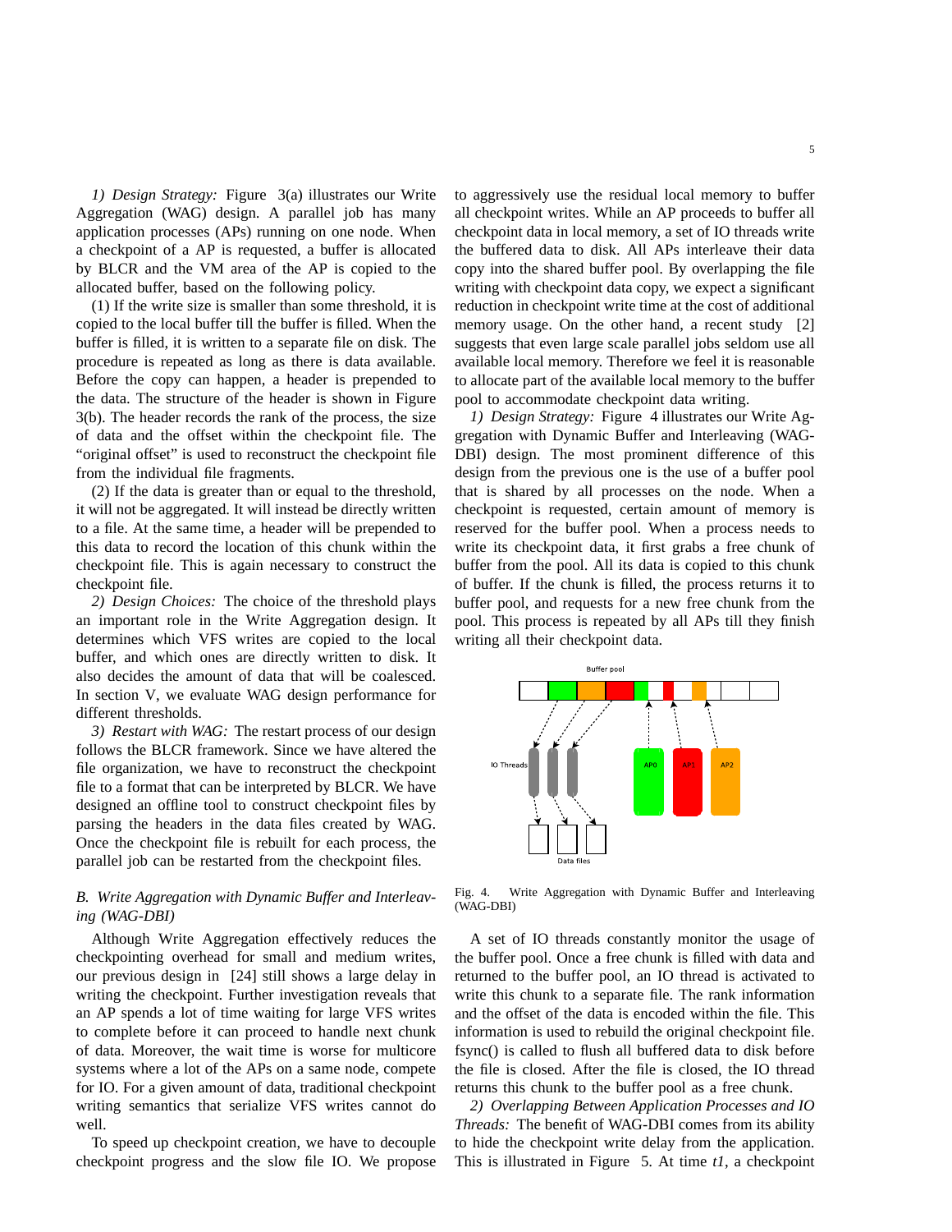*1) Design Strategy:* Figure 3(a) illustrates our Write Aggregation (WAG) design. A parallel job has many application processes (APs) running on one node. When a checkpoint of a AP is requested, a buffer is allocated by BLCR and the VM area of the AP is copied to the allocated buffer, based on the following policy.

(1) If the write size is smaller than some threshold, it is copied to the local buffer till the buffer is filled. When the buffer is filled, it is written to a separate file on disk. The procedure is repeated as long as there is data available. Before the copy can happen, a header is prepended to the data. The structure of the header is shown in Figure 3(b). The header records the rank of the process, the size of data and the offset within the checkpoint file. The "original offset" is used to reconstruct the checkpoint file from the individual file fragments.

(2) If the data is greater than or equal to the threshold, it will not be aggregated. It will instead be directly written to a file. At the same time, a header will be prepended to this data to record the location of this chunk within the checkpoint file. This is again necessary to construct the checkpoint file.

*2) Design Choices:* The choice of the threshold plays an important role in the Write Aggregation design. It determines which VFS writes are copied to the local buffer, and which ones are directly written to disk. It also decides the amount of data that will be coalesced. In section V, we evaluate WAG design performance for different thresholds.

*3) Restart with WAG:* The restart process of our design follows the BLCR framework. Since we have altered the file organization, we have to reconstruct the checkpoint file to a format that can be interpreted by BLCR. We have designed an offline tool to construct checkpoint files by parsing the headers in the data files created by WAG. Once the checkpoint file is rebuilt for each process, the parallel job can be restarted from the checkpoint files.

### B. Write Aggregation with Dynamic Buffer and Interleaving (WAG-DBI)

Although Write Aggregation effectively reduces the checkpointing overhead for small and medium writes, our previous design in [24] still shows a large delay in writing the checkpoint. Further investigation reveals that an AP spends a lot of time waiting for large VFS writes to complete before it can proceed to handle next chunk of data. Moreover, the wait time is worse for multicore systems where a lot of the APs on a same node, compete for IO. For a given amount of data, traditional checkpoint writing semantics that serialize VFS writes cannot do well.

To speed up checkpoint creation, we have to decouple checkpoint progress and the slow file IO. We propose to aggressively use the residual local memory to buffer all checkpoint writes. While an AP proceeds to buffer all checkpoint data in local memory, a set of IO threads write the buffered data to disk. All APs interleave their data copy into the shared buffer pool. By overlapping the file writing with checkpoint data copy, we expect a significant reduction in checkpoint write time at the cost of additional memory usage. On the other hand, a recent study [2] suggests that even large scale parallel jobs seldom use all available local memory. Therefore we feel it is reasonable to allocate part of the available local memory to the buffer pool to accommodate checkpoint data writing.

*1) Design Strategy:* Figure 4 illustrates our Write Aggregation with Dynamic Buffer and Interleaving (WAG-DBI) design. The most prominent difference of this design from the previous one is the use of a buffer pool that is shared by all processes on the node. When a checkpoint is requested, certain amount of memory is reserved for the buffer pool. When a process needs to write its checkpoint data, it first grabs a free chunk of buffer from the pool. All its data is copied to this chunk of buffer. If the chunk is filled, the process returns it to buffer pool, and requests for a new free chunk from the pool. This process is repeated by all APs till they finish writing all their checkpoint data.

Fig. 4. Write Aggregation with Dynamic Buffer and Interleaving (WAG-DBI)

A set of IO threads constantly monitor the usage of the buffer pool. Once a free chunk is filled with data and returned to the buffer pool, an IO thread is activated to write this chunk to a separate file. The rank information and the offset of the data is encoded within the file. This information is used to rebuild the original checkpoint file. fsync() is called to flush all buffered data to disk before the file is closed. After the file is closed, the IO thread returns this chunk to the buffer pool as a free chunk.

*2) Overlapping Between Application Processes and IO Threads:* The benefit of WAG-DBI comes from its ability to hide the checkpoint write delay from the application. This is illustrated in Figure 5. At time *t1*, a checkpoint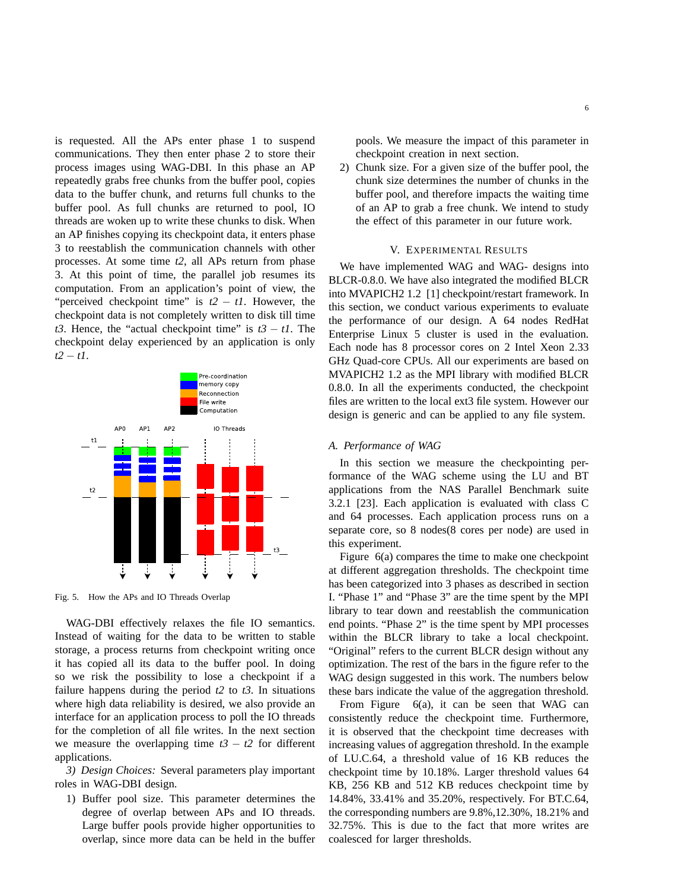is requested. All the APs enter phase 1 to suspend communications. They then enter phase 2 to store their process images using WAG-DBI. In this phase an AP repeatedly grabs free chunks from the buffer pool, copies data to the buffer chunk, and returns full chunks to the buffer pool. As full chunks are returned to pool, IO threads are woken up to write these chunks to disk. When an AP finishes copying its checkpoint data, it enters phase 3 to reestablish the communication channels with other processes. At some time *t2*, all APs return from phase 3. At this point of time, the parallel job resumes its computation. From an application's point of view, the "perceived checkpoint time" is *t2* – *t1*. However, the checkpoint data is not completely written to disk till time *t3*. Hence, the "actual checkpoint time" is *t3* – *t1*. The checkpoint delay experienced by an application is only *t2* – *t1*.

Fig. 5. How the APs and IO Threads Overlap

WAG-DBI effectively relaxes the file IO semantics. Instead of waiting for the data to be written to stable storage, a process returns from checkpoint writing once it has copied all its data to the buffer pool. In doing so we risk the possibility to lose a checkpoint if a failure happens during the period *t2* to *t3*. In situations where high data reliability is desired, we also provide an interface for an application process to poll the IO threads for the completion of all file writes. In the next section we measure the overlapping time *t3* – *t2* for different applications.

*3) Design Choices:* Several parameters play important roles in WAG-DBI design.

1) Buffer pool size. This parameter determines the degree of overlap between APs and IO threads. Large buffer pools provide higher opportunities to overlap, since more data can be held in the buffer pools. We measure the impact of this parameter in checkpoint creation in next section.
2) Chunk size. For a given size of the buffer pool, the chunk size determines the number of chunks in the buffer pool, and therefore impacts the waiting time of an AP to grab a free chunk. We intend to study the effect of this parameter in our future work.

## V. Experimental Results

We have implemented WAG and WAG- designs into BLCR-0.8.0. We have also integrated the modified BLCR into MVAPICH2 1.2 [1] checkpoint/restart framework. In this section, we conduct various experiments to evaluate the performance of our design. A 64 nodes RedHat Enterprise Linux 5 cluster is used in the evaluation. Each node has 8 processor cores on 2 Intel Xeon 2.33 GHz Quad-core CPUs. All our experiments are based on MVAPICH2 1.2 as the MPI library with modified BLCR 0.8.0. In all the experiments conducted, the checkpoint files are written to the local ext3 file system. However our design is generic and can be applied to any file system.

### A. Performance of WAG

In this section we measure the checkpointing performance of the WAG scheme using the LU and BT applications from the NAS Parallel Benchmark suite 3.2.1 [23]. Each application is evaluated with class C and 64 processes. Each application process runs on a separate core, so 8 nodes(8 cores per node) are used in this experiment.

Figure 6(a) compares the time to make one checkpoint at different aggregation thresholds. The checkpoint time has been categorized into 3 phases as described in section I. "Phase 1" and "Phase 3" are the time spent by the MPI library to tear down and reestablish the communication end points. "Phase 2" is the time spent by MPI processes within the BLCR library to take a local checkpoint. "Original" refers to the current BLCR design without any optimization. The rest of the bars in the figure refer to the WAG design suggested in this work. The numbers below these bars indicate the value of the aggregation threshold.

From Figure 6(a), it can be seen that WAG can consistently reduce the checkpoint time. Furthermore, it is observed that the checkpoint time decreases with increasing values of aggregation threshold. In the example of LU.C.64, a threshold value of 16 KB reduces the checkpoint time by 10.18%. Larger threshold values 64 KB, 256 KB and 512 KB reduces checkpoint time by 14.84%, 33.41% and 35.20%, respectively. For BT.C.64, the corresponding numbers are 9.8%,12.30%, 18.21% and 32.75%. This is due to the fact that more writes are coalesced for larger thresholds.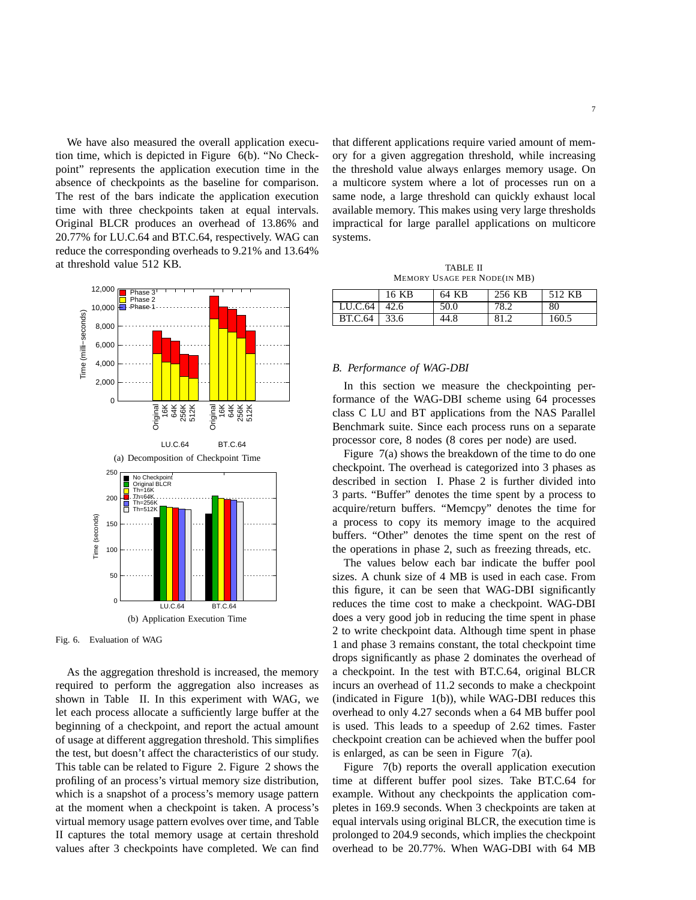We have also measured the overall application execution time, which is depicted in Figure 6(b). "No Checkpoint" represents the application execution time in the absence of checkpoints as the baseline for comparison. The rest of the bars indicate the application execution time with three checkpoints taken at equal intervals. Original BLCR produces an overhead of 13.86% and 20.77% for LU.C.64 and BT.C.64, respectively. WAG can reduce the corresponding overheads to 9.21% and 13.64% at threshold value 512 KB.

(a) Decomposition of Checkpoint Time

(b) Application Execution Time

Fig. 6. Evaluation of WAG

As the aggregation threshold is increased, the memory required to perform the aggregation also increases as shown in Table II. In this experiment with WAG, we let each process allocate a sufficiently large buffer at the beginning of a checkpoint, and report the actual amount of usage at different aggregation threshold. This simplifies the test, but doesn't affect the characteristics of our study. This table can be related to Figure 2. Figure 2 shows the profiling of an process's virtual memory size distribution, which is a snapshot of a process's memory usage pattern at the moment when a checkpoint is taken. A process's virtual memory usage pattern evolves over time, and Table II captures the total memory usage at certain threshold values after 3 checkpoints have completed. We can find that different applications require varied amount of memory for a given aggregation threshold, while increasing the threshold value always enlarges memory usage. On a multicore system where a lot of processes run on a same node, a large threshold can quickly exhaust local available memory. This makes using very large thresholds impractical for large parallel applications on multicore systems.

TABLE II
MEMORY USAGE PER NODE(IN MB)

| | 16 KB | 64 KB | 256 KB | 512 KB |
|---|---|---|---|---|
| LU.C.64 | 42.6 | 50.0 | 78.2 | 80 |
| BT.C.64 | 33.6 | 44.8 | 81.2 | 160.5 |

### B. Performance of WAG-DBI

In this section we measure the checkpointing performance of the WAG-DBI scheme using 64 processes class C LU and BT applications from the NAS Parallel Benchmark suite. Since each process runs on a separate processor core, 8 nodes (8 cores per node) are used.

Figure 7(a) shows the breakdown of the time to do one checkpoint. The overhead is categorized into 3 phases as described in section I. Phase 2 is further divided into 3 parts. "Buffer" denotes the time spent by a process to acquire/return buffers. "Memcpy" denotes the time for a process to copy its memory image to the acquired buffers. "Other" denotes the time spent on the rest of the operations in phase 2, such as freezing threads, etc.

The values below each bar indicate the buffer pool sizes. A chunk size of 4 MB is used in each case. From this figure, it can be seen that WAG-DBI significantly reduces the time cost to make a checkpoint. WAG-DBI does a very good job in reducing the time spent in phase 2 to write checkpoint data. Although time spent in phase 1 and phase 3 remains constant, the total checkpoint time drops significantly as phase 2 dominates the overhead of a checkpoint. In the test with BT.C.64, original BLCR incurs an overhead of 11.2 seconds to make a checkpoint (indicated in Figure 1(b)), while WAG-DBI reduces this overhead to only 4.27 seconds when a 64 MB buffer pool is used. This leads to a speedup of 2.62 times. Faster checkpoint creation can be achieved when the buffer pool is enlarged, as can be seen in Figure 7(a).

Figure 7(b) reports the overall application execution time at different buffer pool sizes. Take BT.C.64 for example. Without any checkpoints the application completes in 169.9 seconds. When 3 checkpoints are taken at equal intervals using original BLCR, the execution time is prolonged to 204.9 seconds, which implies the checkpoint overhead to be 20.77%. When WAG-DBI with 64 MB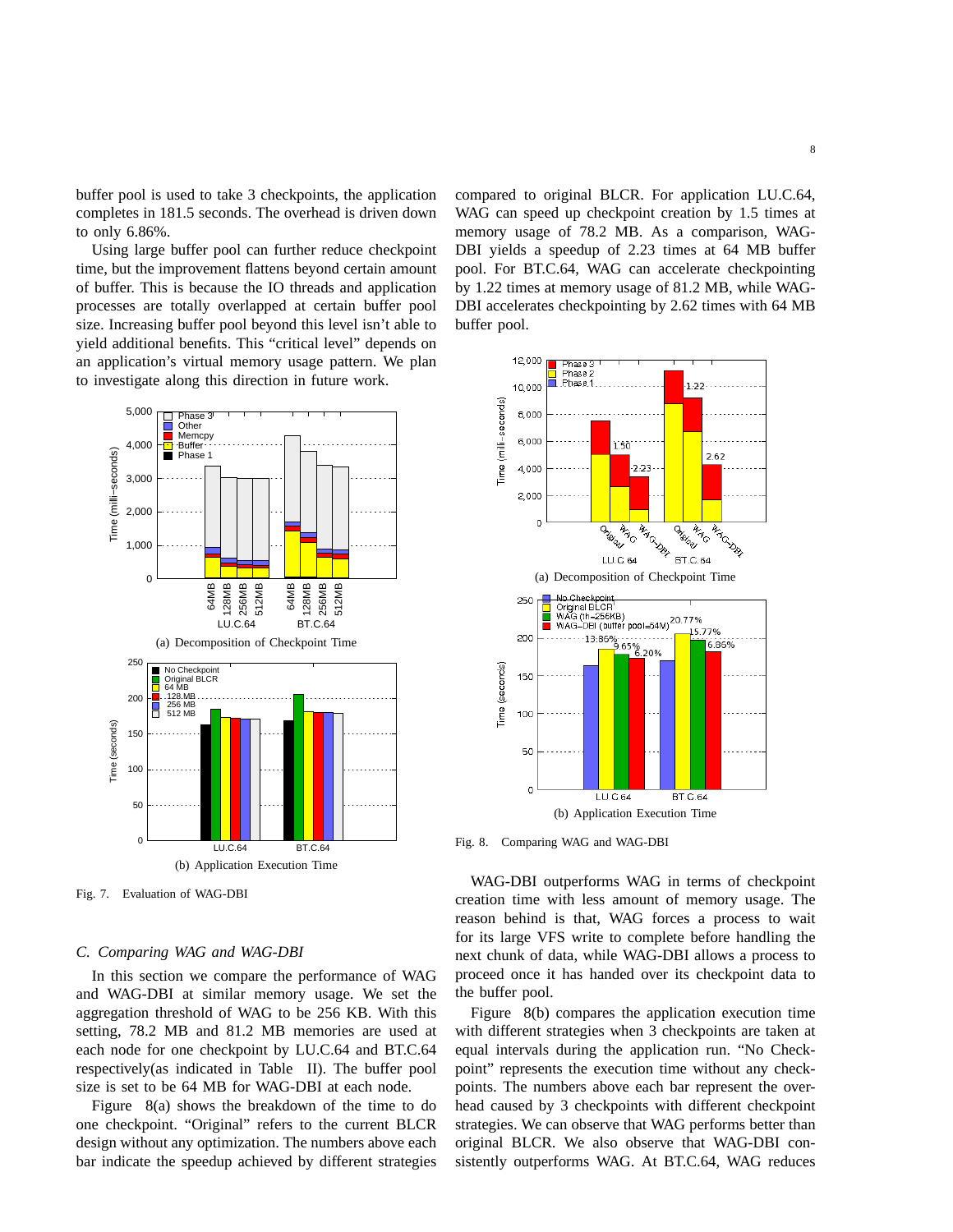buffer pool is used to take 3 checkpoints, the application completes in 181.5 seconds. The overhead is driven down to only 6.86%.

Using large buffer pool can further reduce checkpoint time, but the improvement flattens beyond certain amount of buffer. This is because the IO threads and application processes are totally overlapped at certain buffer pool size. Increasing buffer pool beyond this level isn't able to yield additional benefits. This "critical level" depends on an application's virtual memory usage pattern. We plan to investigate along this direction in future work.

(a) Decomposition of Checkpoint Time

(b) Application Execution Time

Fig. 7. Evaluation of WAG-DBI

### C. Comparing WAG and WAG-DBI

In this section we compare the performance of WAG and WAG-DBI at similar memory usage. We set the aggregation threshold of WAG to be 256 KB. With this setting, 78.2 MB and 81.2 MB memories are used at each node for one checkpoint by LU.C.64 and BT.C.64 respectively(as indicated in Table II). The buffer pool size is set to be 64 MB for WAG-DBI at each node.

Figure 8(a) shows the breakdown of the time to do one checkpoint. "Original" refers to the current BLCR design without any optimization. The numbers above each bar indicate the speedup achieved by different strategies compared to original BLCR. For application LU.C.64, WAG can speed up checkpoint creation by 1.5 times at memory usage of 78.2 MB. As a comparison, WAG-DBI yields a speedup of 2.23 times at 64 MB buffer pool. For BT.C.64, WAG can accelerate checkpointing by 1.22 times at memory usage of 81.2 MB, while WAG-DBI accelerates checkpointing by 2.62 times with 64 MB buffer pool.

(a) Decomposition of Checkpoint Time

(b) Application Execution Time

Fig. 8. Comparing WAG and WAG-DBI

WAG-DBI outperforms WAG in terms of checkpoint creation time with less amount of memory usage. The reason behind is that, WAG forces a process to wait for its large VFS write to complete before handling the next chunk of data, while WAG-DBI allows a process to proceed once it has handed over its checkpoint data to the buffer pool.

Figure 8(b) compares the application execution time with different strategies when 3 checkpoints are taken at equal intervals during the application run. "No Checkpoint" represents the execution time without any checkpoints. The numbers above each bar represent the overhead caused by 3 checkpoints with different checkpoint strategies. We can observe that WAG performs better than original BLCR. We also observe that WAG-DBI consistently outperforms WAG. At BT.C.64, WAG reduces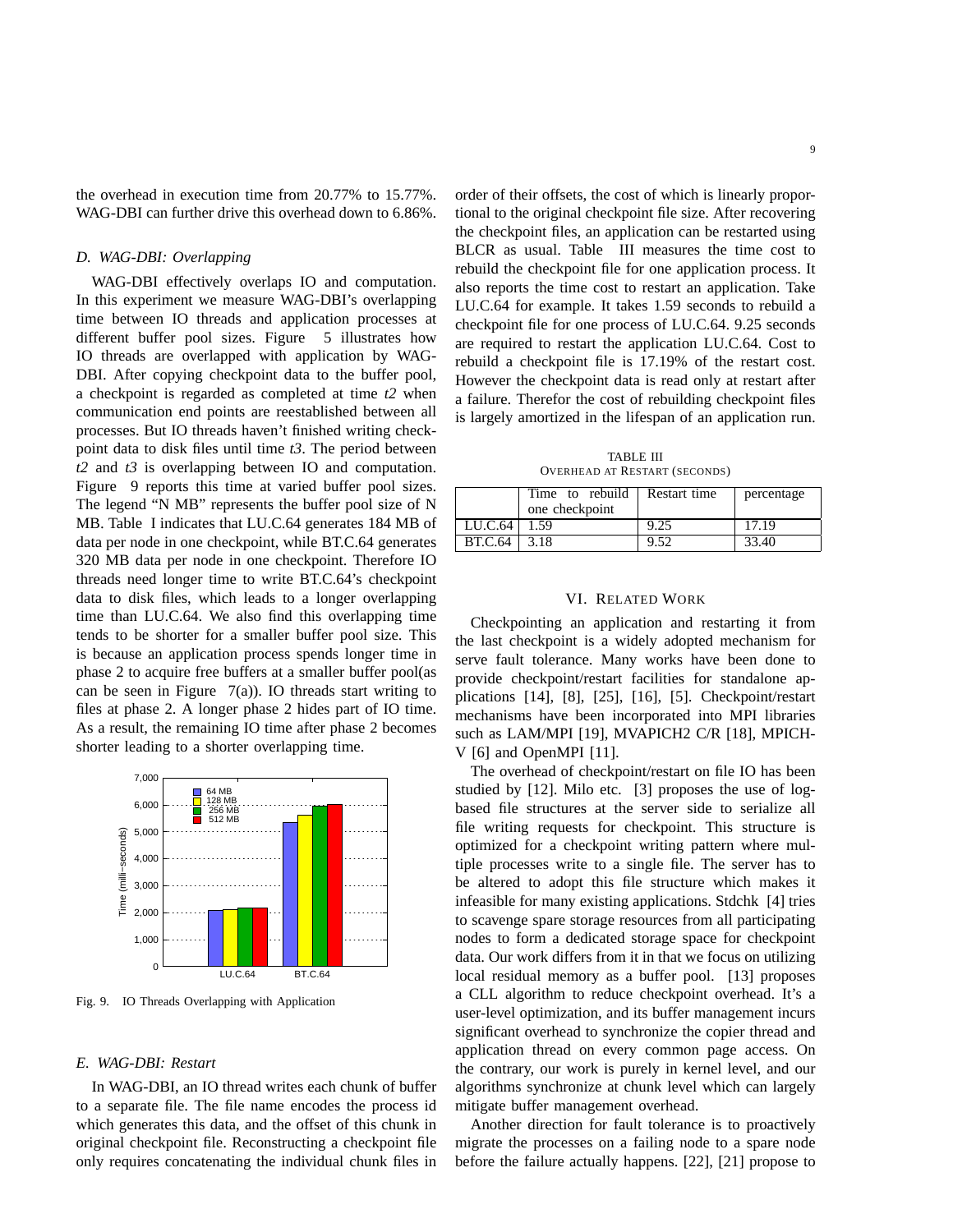the overhead in execution time from 20.77% to 15.77%. WAG-DBI can further drive this overhead down to 6.86%.

### D. WAG-DBI: Overlapping

WAG-DBI effectively overlaps IO and computation. In this experiment we measure WAG-DBI's overlapping time between IO threads and application processes at different buffer pool sizes. Figure 5 illustrates how IO threads are overlapped with application by WAG-DBI. After copying checkpoint data to the buffer pool, a checkpoint is regarded as completed at time *t2* when communication end points are reestablished between all processes. But IO threads haven't finished writing checkpoint data to disk files until time *t3*. The period between *t2* and *t3* is overlapping between IO and computation. Figure 9 reports this time at varied buffer pool sizes. The legend "N MB" represents the buffer pool size of N MB. Table I indicates that LU.C.64 generates 184 MB of data per node in one checkpoint, while BT.C.64 generates 320 MB data per node in one checkpoint. Therefore IO threads need longer time to write BT.C.64's checkpoint data to disk files, which leads to a longer overlapping time than LU.C.64. We also find this overlapping time tends to be shorter for a smaller buffer pool size. This is because an application process spends longer time in phase 2 to acquire free buffers at a smaller buffer pool(as can be seen in Figure 7(a)). IO threads start writing to files at phase 2. A longer phase 2 hides part of IO time. As a result, the remaining IO time after phase 2 becomes shorter leading to a shorter overlapping time.

Fig. 9. IO Threads Overlapping with Application

### E. WAG-DBI: Restart

In WAG-DBI, an IO thread writes each chunk of buffer to a separate file. The file name encodes the process id which generates this data, and the offset of this chunk in original checkpoint file. Reconstructing a checkpoint file only requires concatenating the individual chunk files in order of their offsets, the cost of which is linearly proportional to the original checkpoint file size. After recovering the checkpoint files, an application can be restarted using BLCR as usual. Table III measures the time cost to rebuild the checkpoint file for one application process. It also reports the time cost to restart an application. Take LU.C.64 for example. It takes 1.59 seconds to rebuild a checkpoint file for one process of LU.C.64. 9.25 seconds are required to restart the application LU.C.64. Cost to rebuild a checkpoint file is 17.19% of the restart cost. However the checkpoint data is read only at restart after a failure. Therefor the cost of rebuilding checkpoint files is largely amortized in the lifespan of an application run.

TABLE III
OVERHEAD AT RESTART (SECONDS)

| | Time to rebuild one checkpoint | Restart time | percentage |
|---|---|---|---|
| LU.C.64 | 1.59 | 9.25 | 17.19 |
| BT.C.64 | 3.18 | 9.52 | 33.40 |

## VI. RELATED WORK

Checkpointing an application and restarting it from the last checkpoint is a widely adopted mechanism for serve fault tolerance. Many works have been done to provide checkpoint/restart facilities for standalone applications [14], [8], [25], [16], [5]. Checkpoint/restart mechanisms have been incorporated into MPI libraries such as LAM/MPI [19], MVAPICH2 C/R [18], MPICH-V [6] and OpenMPI [11].

The overhead of checkpoint/restart on file IO has been studied by [12]. Milo etc. [3] proposes the use of log-based file structures at the server side to serialize all file writing requests for checkpoint. This structure is optimized for a checkpoint writing pattern where multiple processes write to a single file. The server has to be altered to adopt this file structure which makes it infeasible for many existing applications. Stdchk [4] tries to scavenge spare storage resources from all participating nodes to form a dedicated storage space for checkpoint data. Our work differs from it in that we focus on utilizing local residual memory as a buffer pool. [13] proposes a CLL algorithm to reduce checkpoint overhead. It's a user-level optimization, and its buffer management incurs significant overhead to synchronize the copier thread and application thread on every common page access. On the contrary, our work is purely in kernel level, and our algorithms synchronize at chunk level which can largely mitigate buffer management overhead.

Another direction for fault tolerance is to proactively migrate the processes on a failing node to a spare node before the failure actually happens. [22], [21] propose to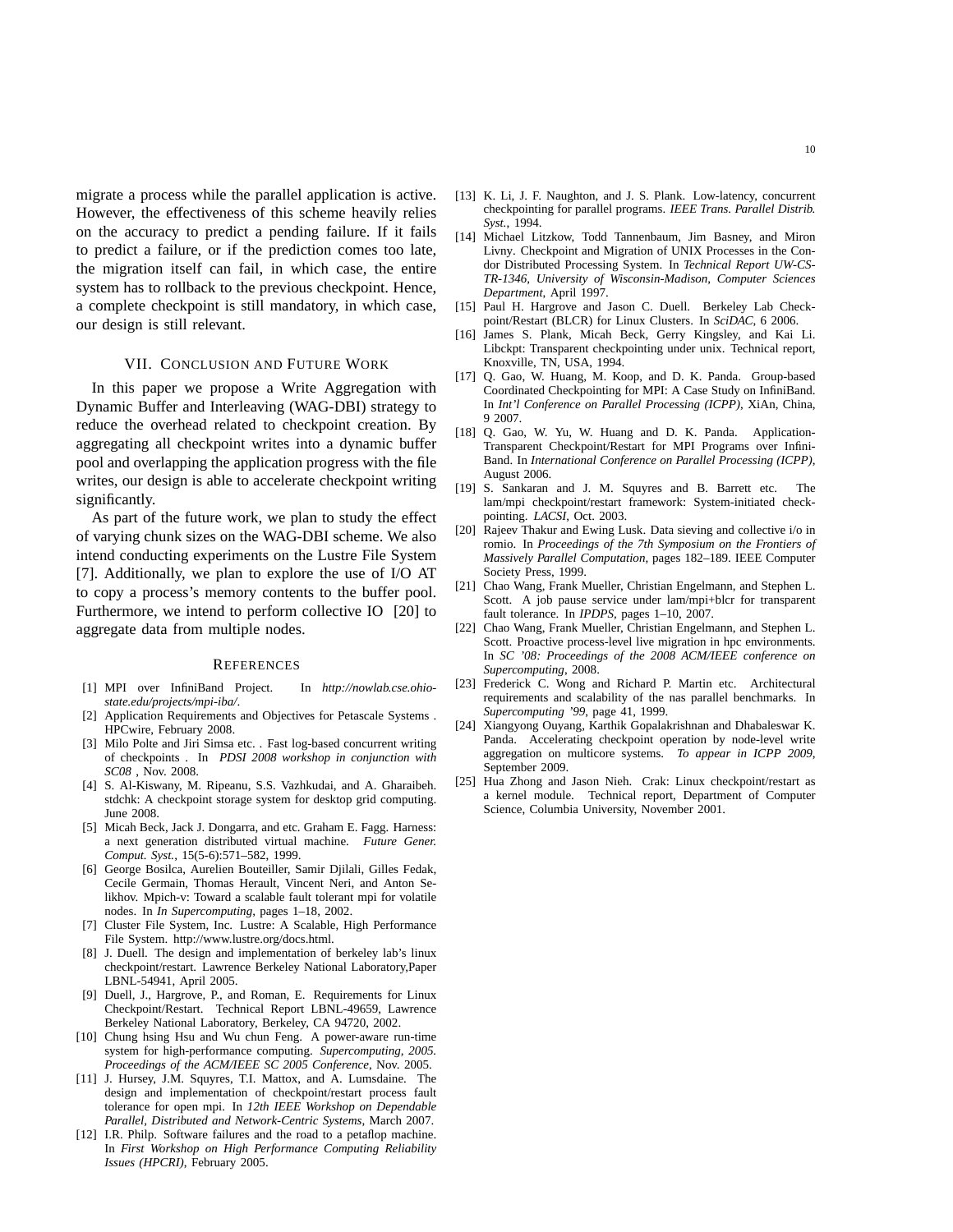migrate a process while the parallel application is active. However, the effectiveness of this scheme heavily relies on the accuracy to predict a pending failure. If it fails to predict a failure, or if the prediction comes too late, the migration itself can fail, in which case, the entire system has to rollback to the previous checkpoint. Hence, a complete checkpoint is still mandatory, in which case, our design is still relevant.

## VII. Conclusion and Future Work

In this paper we propose a Write Aggregation with Dynamic Buffer and Interleaving (WAG-DBI) strategy to reduce the overhead related to checkpoint creation. By aggregating all checkpoint writes into a dynamic buffer pool and overlapping the application progress with the file writes, our design is able to accelerate checkpoint writing significantly.

As part of the future work, we plan to study the effect of varying chunk sizes on the WAG-DBI scheme. We also intend conducting experiments on the Lustre File System [7]. Additionally, we plan to explore the use of I/O AT to copy a process's memory contents to the buffer pool. Furthermore, we intend to perform collective IO [20] to aggregate data from multiple nodes.

## References

[1] MPI over InfiniBand Project. In *http://nowlab.cse.ohio-state.edu/projects/mpi-iba/*.

[2] Application Requirements and Objectives for Petascale Systems . HPCwire, February 2008.

[3] Milo Polte and Jiri Simsa etc. . Fast log-based concurrent writing of checkpoints . In *PDSI 2008 workshop in conjunction with SC08* , Nov. 2008.

[4] S. Al-Kiswany, M. Ripeanu, S.S. Vazhkudai, and A. Gharaibeh. stdchk: A checkpoint storage system for desktop grid computing. June 2008.

[5] Micah Beck, Jack J. Dongarra, and etc. Graham E. Fagg. Harness: a next generation distributed virtual machine. *Future Gener. Comput. Syst.*, 15(5-6):571–582, 1999.

[6] George Bosilca, Aurelien Bouteiller, Samir Djilali, Gilles Fedak, Cecile Germain, Thomas Herault, Vincent Neri, and Anton Selikhov. Mpich-v: Toward a scalable fault tolerant mpi for volatile nodes. In *In Supercomputing*, pages 1–18, 2002.

[7] Cluster File System, Inc. Lustre: A Scalable, High Performance File System. http://www.lustre.org/docs.html.

[8] J. Duell. The design and implementation of berkeley lab's linux checkpoint/restart. Lawrence Berkeley National Laboratory,Paper LBNL-54941, April 2005.

[9] Duell, J., Hargrove, P., and Roman, E. Requirements for Linux Checkpoint/Restart. Technical Report LBNL-49659, Lawrence Berkeley National Laboratory, Berkeley, CA 94720, 2002.

[10] Chung hsing Hsu and Wu chun Feng. A power-aware run-time system for high-performance computing. *Supercomputing, 2005. Proceedings of the ACM/IEEE SC 2005 Conference*, Nov. 2005.

[11] J. Hursey, J.M. Squyres, T.I. Mattox, and A. Lumsdaine. The design and implementation of checkpoint/restart process fault tolerance for open mpi. In *12th IEEE Workshop on Dependable Parallel, Distributed and Network-Centric Systems*, March 2007.

[12] I.R. Philp. Software failures and the road to a petaflop machine. In *First Workshop on High Performance Computing Reliability Issues (HPCRI)*, February 2005.

[13] K. Li, J. F. Naughton, and J. S. Plank. Low-latency, concurrent checkpointing for parallel programs. *IEEE Trans. Parallel Distrib. Syst.*, 1994.

[14] Michael Litzkow, Todd Tannenbaum, Jim Basney, and Miron Livny. Checkpoint and Migration of UNIX Processes in the Condor Distributed Processing System. In *Technical Report UW-CS-TR-1346, University of Wisconsin-Madison, Computer Sciences Department*, April 1997.

[15] Paul H. Hargrove and Jason C. Duell. Berkeley Lab Checkpoint/Restart (BLCR) for Linux Clusters. In *SciDAC*, 6 2006.

[16] James S. Plank, Micah Beck, Gerry Kingsley, and Kai Li. Libckpt: Transparent checkpointing under unix. Technical report, Knoxville, TN, USA, 1994.

[17] Q. Gao, W. Huang, M. Koop, and D. K. Panda. Group-based Coordinated Checkpointing for MPI: A Case Study on InfiniBand. In *Int'l Conference on Parallel Processing (ICPP)*, XiAn, China, 9 2007.

[18] Q. Gao, W. Yu, W. Huang and D. K. Panda. Application-Transparent Checkpoint/Restart for MPI Programs over InfiniBand. In *International Conference on Parallel Processing (ICPP)*, August 2006.

[19] S. Sankaran and J. M. Squyres and B. Barrett etc. The lam/mpi checkpoint/restart framework: System-initiated checkpointing. *LACSI*, Oct. 2003.

[20] Rajeev Thakur and Ewing Lusk. Data sieving and collective i/o in romio. In *Proceedings of the 7th Symposium on the Frontiers of Massively Parallel Computation*, pages 182–189. IEEE Computer Society Press, 1999.

[21] Chao Wang, Frank Mueller, Christian Engelmann, and Stephen L. Scott. A job pause service under lam/mpi+blcr for transparent fault tolerance. In *IPDPS*, pages 1–10, 2007.

[22] Chao Wang, Frank Mueller, Christian Engelmann, and Stephen L. Scott. Proactive process-level live migration in hpc environments. In *SC '08: Proceedings of the 2008 ACM/IEEE conference on Supercomputing*, 2008.

[23] Frederick C. Wong and Richard P. Martin etc. Architectural requirements and scalability of the nas parallel benchmarks. In *Supercomputing '99*, page 41, 1999.

[24] Xiangyong Ouyang, Karthik Gopalakrishnan and Dhabaleswar K. Panda. Accelerating checkpoint operation by node-level write aggregation on multicore systems. *To appear in ICPP 2009*, September 2009.

[25] Hua Zhong and Jason Nieh. Crak: Linux checkpoint/restart as a kernel module. Technical report, Department of Computer Science, Columbia University, November 2001.